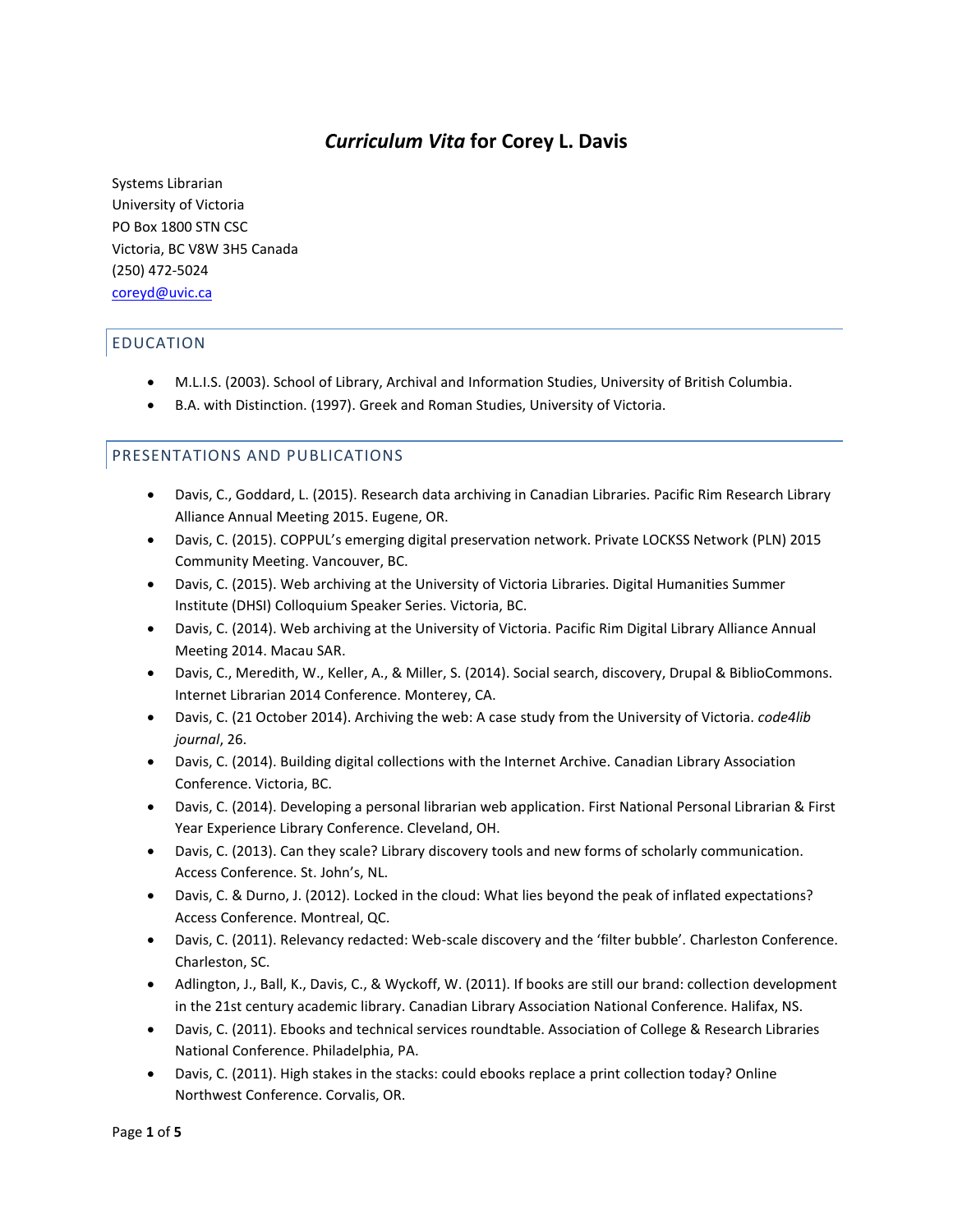# *Curriculum Vita* for Corey L. Davis

Systems Librarian
University of Victoria
PO Box 1800 STN CSC
Victoria, BC V8W 3H5 Canada
(250) 472-5024
coreyd@uvic.ca

## EDUCATION

- M.L.I.S. (2003). School of Library, Archival and Information Studies, University of British Columbia.
- B.A. with Distinction. (1997). Greek and Roman Studies, University of Victoria.

## PRESENTATIONS AND PUBLICATIONS

- Davis, C., Goddard, L. (2015). Research data archiving in Canadian Libraries. Pacific Rim Research Library Alliance Annual Meeting 2015. Eugene, OR.
- Davis, C. (2015). COPPUL's emerging digital preservation network. Private LOCKSS Network (PLN) 2015 Community Meeting. Vancouver, BC.
- Davis, C. (2015). Web archiving at the University of Victoria Libraries. Digital Humanities Summer Institute (DHSI) Colloquium Speaker Series. Victoria, BC.
- Davis, C. (2014). Web archiving at the University of Victoria. Pacific Rim Digital Library Alliance Annual Meeting 2014. Macau SAR.
- Davis, C., Meredith, W., Keller, A., & Miller, S. (2014). Social search, discovery, Drupal & BiblioCommons. Internet Librarian 2014 Conference. Monterey, CA.
- Davis, C. (21 October 2014). Archiving the web: A case study from the University of Victoria. *code4lib journal*, 26.
- Davis, C. (2014). Building digital collections with the Internet Archive. Canadian Library Association Conference. Victoria, BC.
- Davis, C. (2014). Developing a personal librarian web application. First National Personal Librarian & First Year Experience Library Conference. Cleveland, OH.
- Davis, C. (2013). Can they scale? Library discovery tools and new forms of scholarly communication. Access Conference. St. John's, NL.
- Davis, C. & Durno, J. (2012). Locked in the cloud: What lies beyond the peak of inflated expectations? Access Conference. Montreal, QC.
- Davis, C. (2011). Relevancy redacted: Web-scale discovery and the 'filter bubble'. Charleston Conference. Charleston, SC.
- Adlington, J., Ball, K., Davis, C., & Wyckoff, W. (2011). If books are still our brand: collection development in the 21st century academic library. Canadian Library Association National Conference. Halifax, NS.
- Davis, C. (2011). Ebooks and technical services roundtable. Association of College & Research Libraries National Conference. Philadelphia, PA.
- Davis, C. (2011). High stakes in the stacks: could ebooks replace a print collection today? Online Northwest Conference. Corvalis, OR.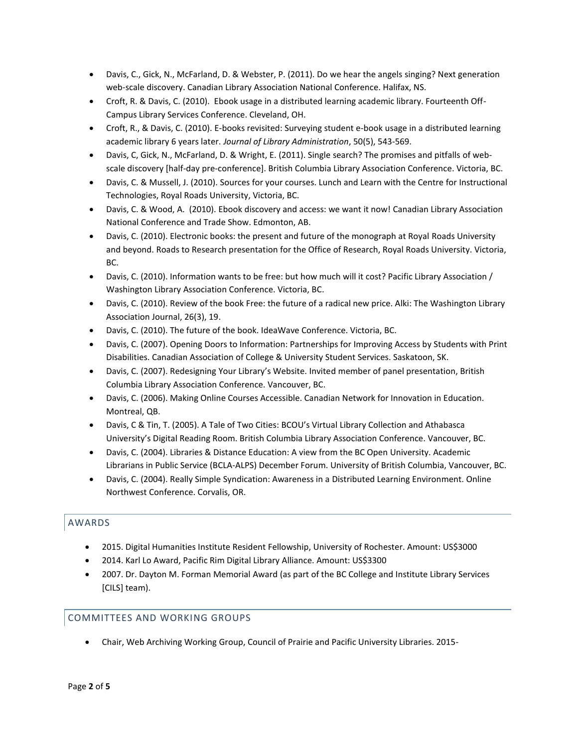- Davis, C., Gick, N., McFarland, D. & Webster, P. (2011). Do we hear the angels singing? Next generation web-scale discovery. Canadian Library Association National Conference. Halifax, NS.
- Croft, R. & Davis, C. (2010). Ebook usage in a distributed learning academic library. Fourteenth Off-Campus Library Services Conference. Cleveland, OH.
- Croft, R., & Davis, C. (2010). E-books revisited: Surveying student e-book usage in a distributed learning academic library 6 years later. *Journal of Library Administration*, 50(5), 543-569.
- Davis, C, Gick, N., McFarland, D. & Wright, E. (2011). Single search? The promises and pitfalls of web-scale discovery [half-day pre-conference]. British Columbia Library Association Conference. Victoria, BC.
- Davis, C. & Mussell, J. (2010). Sources for your courses. Lunch and Learn with the Centre for Instructional Technologies, Royal Roads University, Victoria, BC.
- Davis, C. & Wood, A. (2010). Ebook discovery and access: we want it now! Canadian Library Association National Conference and Trade Show. Edmonton, AB.
- Davis, C. (2010). Electronic books: the present and future of the monograph at Royal Roads University and beyond. Roads to Research presentation for the Office of Research, Royal Roads University. Victoria, BC.
- Davis, C. (2010). Information wants to be free: but how much will it cost? Pacific Library Association / Washington Library Association Conference. Victoria, BC.
- Davis, C. (2010). Review of the book Free: the future of a radical new price. Alki: The Washington Library Association Journal, 26(3), 19.
- Davis, C. (2010). The future of the book. IdeaWave Conference. Victoria, BC.
- Davis, C. (2007). Opening Doors to Information: Partnerships for Improving Access by Students with Print Disabilities. Canadian Association of College & University Student Services. Saskatoon, SK.
- Davis, C. (2007). Redesigning Your Library's Website. Invited member of panel presentation, British Columbia Library Association Conference. Vancouver, BC.
- Davis, C. (2006). Making Online Courses Accessible. Canadian Network for Innovation in Education. Montreal, QB.
- Davis, C & Tin, T. (2005). A Tale of Two Cities: BCOU's Virtual Library Collection and Athabasca University's Digital Reading Room. British Columbia Library Association Conference. Vancouver, BC.
- Davis, C. (2004). Libraries & Distance Education: A view from the BC Open University. Academic Librarians in Public Service (BCLA-ALPS) December Forum. University of British Columbia, Vancouver, BC.
- Davis, C. (2004). Really Simple Syndication: Awareness in a Distributed Learning Environment. Online Northwest Conference. Corvalis, OR.

## AWARDS

- 2015. Digital Humanities Institute Resident Fellowship, University of Rochester. Amount: US$3000
- 2014. Karl Lo Award, Pacific Rim Digital Library Alliance. Amount: US$3300
- 2007. Dr. Dayton M. Forman Memorial Award (as part of the BC College and Institute Library Services [CILS] team).

## COMMITTEES AND WORKING GROUPS

- Chair, Web Archiving Working Group, Council of Prairie and Pacific University Libraries. 2015-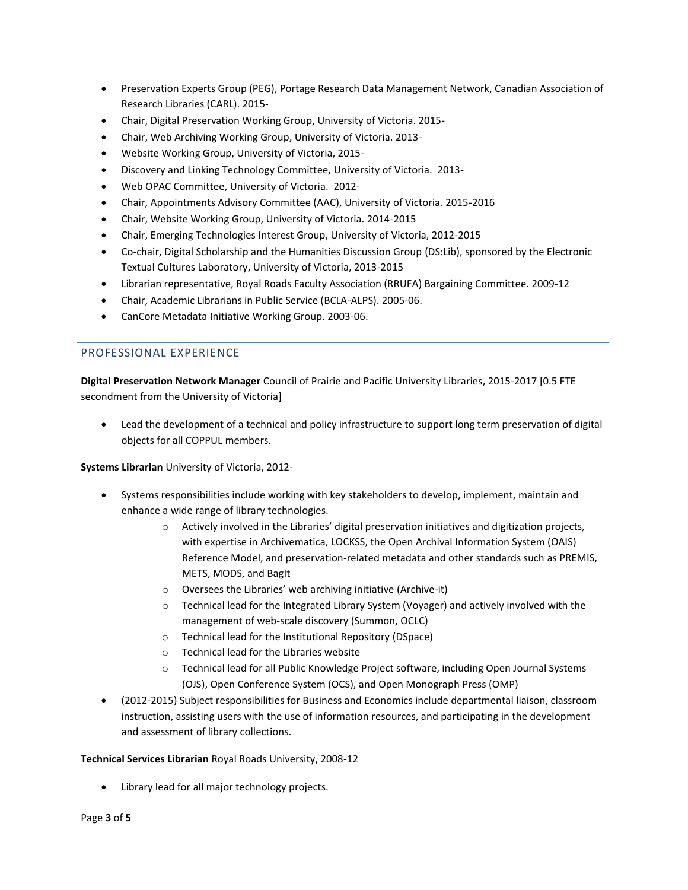- Preservation Experts Group (PEG), Portage Research Data Management Network, Canadian Association of Research Libraries (CARL). 2015-
- Chair, Digital Preservation Working Group, University of Victoria. 2015-
- Chair, Web Archiving Working Group, University of Victoria. 2013-
- Website Working Group, University of Victoria, 2015-
- Discovery and Linking Technology Committee, University of Victoria. 2013-
- Web OPAC Committee, University of Victoria. 2012-
- Chair, Appointments Advisory Committee (AAC), University of Victoria. 2015-2016
- Chair, Website Working Group, University of Victoria. 2014-2015
- Chair, Emerging Technologies Interest Group, University of Victoria, 2012-2015
- Co-chair, Digital Scholarship and the Humanities Discussion Group (DS:Lib), sponsored by the Electronic Textual Cultures Laboratory, University of Victoria, 2013-2015
- Librarian representative, Royal Roads Faculty Association (RRUFA) Bargaining Committee. 2009-12
- Chair, Academic Librarians in Public Service (BCLA-ALPS). 2005-06.
- CanCore Metadata Initiative Working Group. 2003-06.

## PROFESSIONAL EXPERIENCE

**Digital Preservation Network Manager** Council of Prairie and Pacific University Libraries, 2015-2017 [0.5 FTE secondment from the University of Victoria]

- Lead the development of a technical and policy infrastructure to support long term preservation of digital objects for all COPPUL members.

**Systems Librarian** University of Victoria, 2012-

- Systems responsibilities include working with key stakeholders to develop, implement, maintain and enhance a wide range of library technologies.
    - Actively involved in the Libraries' digital preservation initiatives and digitization projects, with expertise in Archivematica, LOCKSS, the Open Archival Information System (OAIS) Reference Model, and preservation-related metadata and other standards such as PREMIS, METS, MODS, and BagIt
    - Oversees the Libraries' web archiving initiative (Archive-it)
    - Technical lead for the Integrated Library System (Voyager) and actively involved with the management of web-scale discovery (Summon, OCLC)
    - Technical lead for the Institutional Repository (DSpace)
    - Technical lead for the Libraries website
    - Technical lead for all Public Knowledge Project software, including Open Journal Systems (OJS), Open Conference System (OCS), and Open Monograph Press (OMP)
- (2012-2015) Subject responsibilities for Business and Economics include departmental liaison, classroom instruction, assisting users with the use of information resources, and participating in the development and assessment of library collections.

**Technical Services Librarian** Royal Roads University, 2008-12

- Library lead for all major technology projects.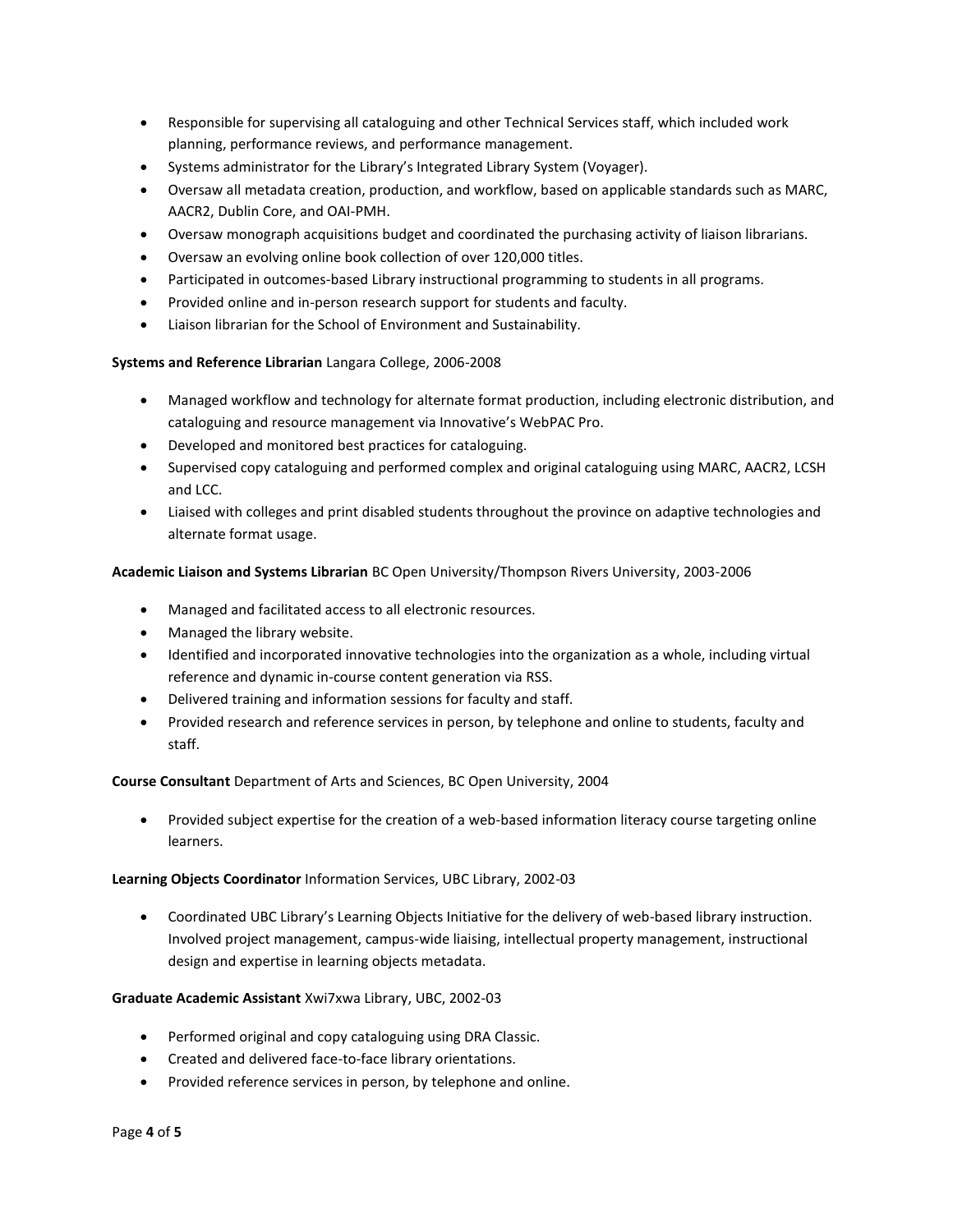- Responsible for supervising all cataloguing and other Technical Services staff, which included work planning, performance reviews, and performance management.
- Systems administrator for the Library's Integrated Library System (Voyager).
- Oversaw all metadata creation, production, and workflow, based on applicable standards such as MARC, AACR2, Dublin Core, and OAI-PMH.
- Oversaw monograph acquisitions budget and coordinated the purchasing activity of liaison librarians.
- Oversaw an evolving online book collection of over 120,000 titles.
- Participated in outcomes-based Library instructional programming to students in all programs.
- Provided online and in-person research support for students and faculty.
- Liaison librarian for the School of Environment and Sustainability.

**Systems and Reference Librarian** Langara College, 2006-2008

- Managed workflow and technology for alternate format production, including electronic distribution, and cataloguing and resource management via Innovative's WebPAC Pro.
- Developed and monitored best practices for cataloguing.
- Supervised copy cataloguing and performed complex and original cataloguing using MARC, AACR2, LCSH and LCC.
- Liaised with colleges and print disabled students throughout the province on adaptive technologies and alternate format usage.

**Academic Liaison and Systems Librarian** BC Open University/Thompson Rivers University, 2003-2006

- Managed and facilitated access to all electronic resources.
- Managed the library website.
- Identified and incorporated innovative technologies into the organization as a whole, including virtual reference and dynamic in-course content generation via RSS.
- Delivered training and information sessions for faculty and staff.
- Provided research and reference services in person, by telephone and online to students, faculty and staff.

**Course Consultant** Department of Arts and Sciences, BC Open University, 2004

- Provided subject expertise for the creation of a web-based information literacy course targeting online learners.

**Learning Objects Coordinator** Information Services, UBC Library, 2002-03

- Coordinated UBC Library's Learning Objects Initiative for the delivery of web-based library instruction. Involved project management, campus-wide liaising, intellectual property management, instructional design and expertise in learning objects metadata.

**Graduate Academic Assistant** Xwi7xwa Library, UBC, 2002-03

- Performed original and copy cataloguing using DRA Classic.
- Created and delivered face-to-face library orientations.
- Provided reference services in person, by telephone and online.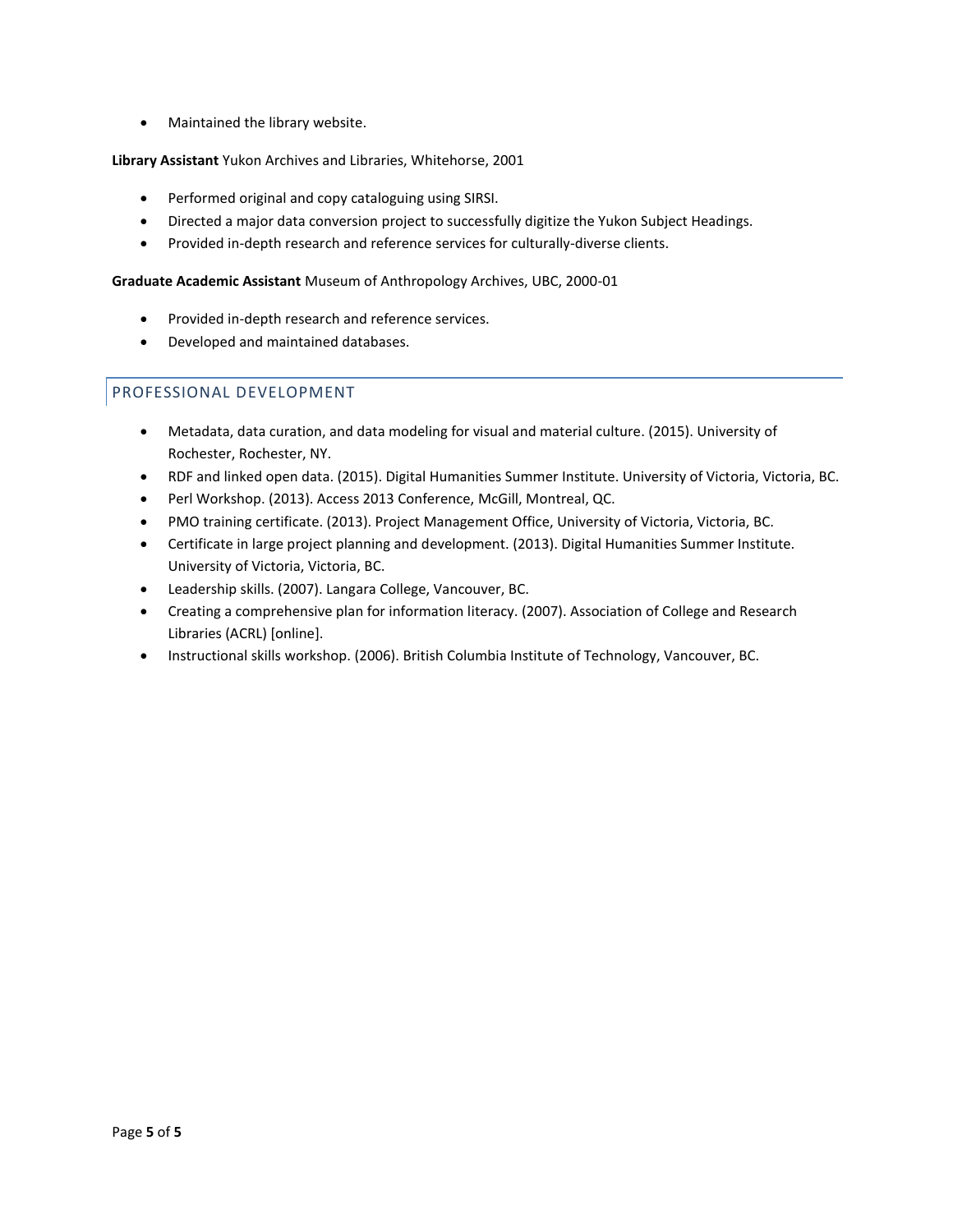- Maintained the library website.

**Library Assistant** Yukon Archives and Libraries, Whitehorse, 2001

- Performed original and copy cataloguing using SIRSI.
- Directed a major data conversion project to successfully digitize the Yukon Subject Headings.
- Provided in-depth research and reference services for culturally-diverse clients.

**Graduate Academic Assistant** Museum of Anthropology Archives, UBC, 2000-01

- Provided in-depth research and reference services.
- Developed and maintained databases.

## PROFESSIONAL DEVELOPMENT

- Metadata, data curation, and data modeling for visual and material culture. (2015). University of Rochester, Rochester, NY.
- RDF and linked open data. (2015). Digital Humanities Summer Institute. University of Victoria, Victoria, BC.
- Perl Workshop. (2013). Access 2013 Conference, McGill, Montreal, QC.
- PMO training certificate. (2013). Project Management Office, University of Victoria, Victoria, BC.
- Certificate in large project planning and development. (2013). Digital Humanities Summer Institute. University of Victoria, Victoria, BC.
- Leadership skills. (2007). Langara College, Vancouver, BC.
- Creating a comprehensive plan for information literacy. (2007). Association of College and Research Libraries (ACRL) [online].
- Instructional skills workshop. (2006). British Columbia Institute of Technology, Vancouver, BC.